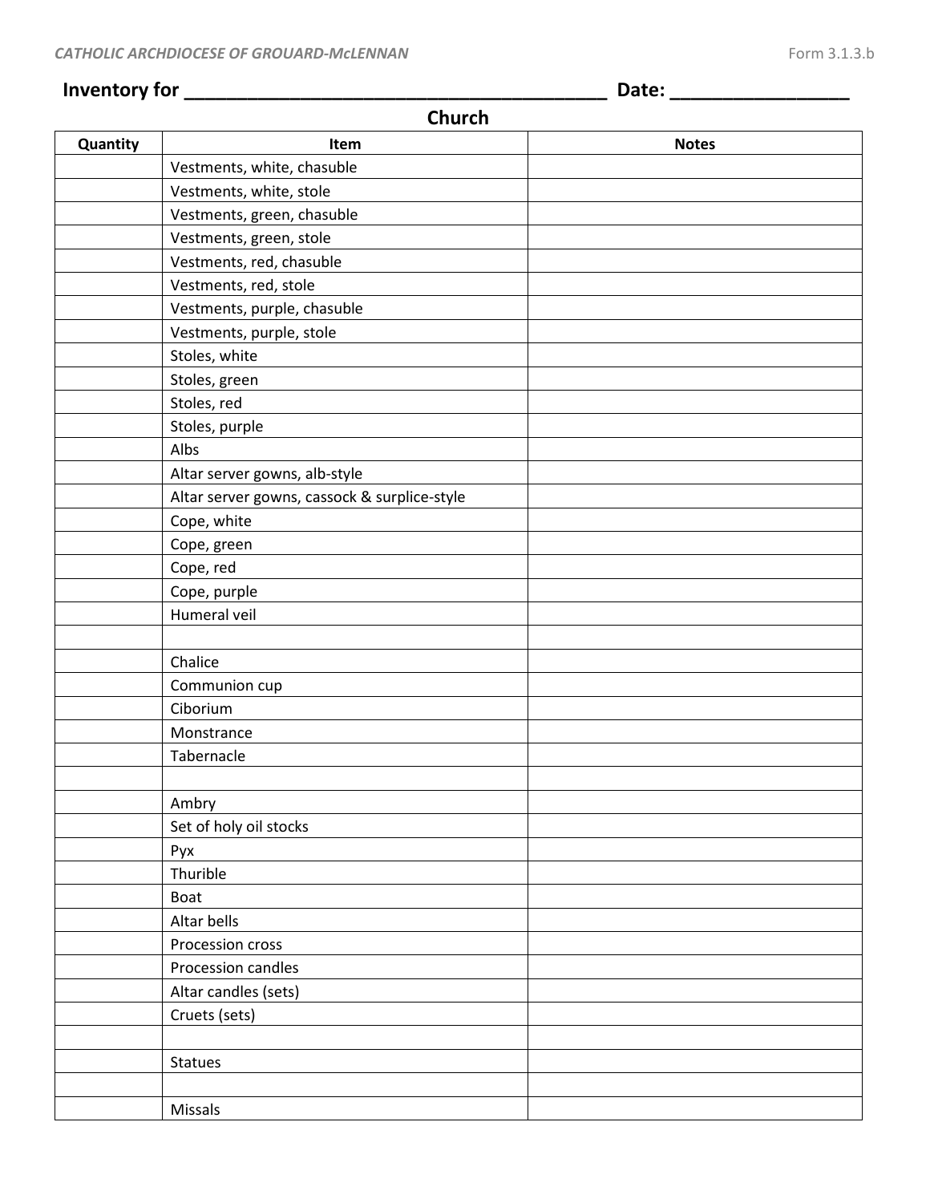*CATHOLIC ARCHDIOCESE OF GROUARD-McLENNAN* Form 3.1.3.b

**Inventory for ________________________________________ Date: _________________**

## Church

| Quantity | Item | Notes |
|---|---|---|
| | Vestments, white, chasuble | |
| | Vestments, white, stole | |
| | Vestments, green, chasuble | |
| | Vestments, green, stole | |
| | Vestments, red, chasuble | |
| | Vestments, red, stole | |
| | Vestments, purple, chasuble | |
| | Vestments, purple, stole | |
| | Stoles, white | |
| | Stoles, green | |
| | Stoles, red | |
| | Stoles, purple | |
| | Albs | |
| | Altar server gowns, alb-style | |
| | Altar server gowns, cassock & surplice-style | |
| | Cope, white | |
| | Cope, green | |
| | Cope, red | |
| | Cope, purple | |
| | Humeral veil | |
| | | |
| | Chalice | |
| | Communion cup | |
| | Ciborium | |
| | Monstrance | |
| | Tabernacle | |
| | | |
| | Ambry | |
| | Set of holy oil stocks | |
| | Pyx | |
| | Thurible | |
| | Boat | |
| | Altar bells | |
| | Procession cross | |
| | Procession candles | |
| | Altar candles (sets) | |
| | Cruets (sets) | |
| | | |
| | Statues | |
| | | |
| | Missals | |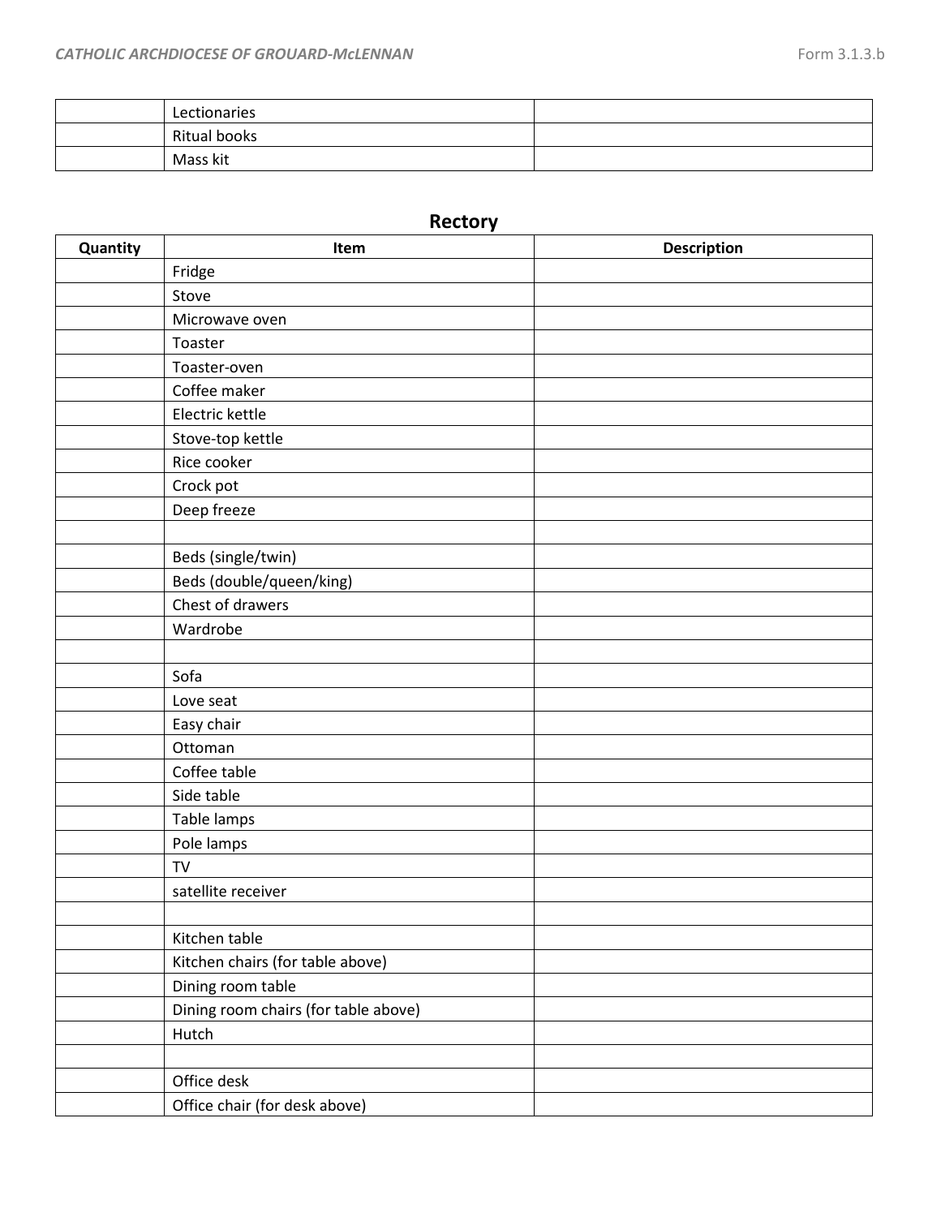| | | |
|---|---|---|
| | Lectionaries | |
| | Ritual books | |
| | Mass kit | |

## Rectory

| Quantity | Item | Description |
|---|---|---|
| | Fridge | |
| | Stove | |
| | Microwave oven | |
| | Toaster | |
| | Toaster-oven | |
| | Coffee maker | |
| | Electric kettle | |
| | Stove-top kettle | |
| | Rice cooker | |
| | Crock pot | |
| | Deep freeze | |
| | | |
| | Beds (single/twin) | |
| | Beds (double/queen/king) | |
| | Chest of drawers | |
| | Wardrobe | |
| | | |
| | Sofa | |
| | Love seat | |
| | Easy chair | |
| | Ottoman | |
| | Coffee table | |
| | Side table | |
| | Table lamps | |
| | Pole lamps | |
| | TV | |
| | satellite receiver | |
| | | |
| | Kitchen table | |
| | Kitchen chairs (for table above) | |
| | Dining room table | |
| | Dining room chairs (for table above) | |
| | Hutch | |
| | | |
| | Office desk | |
| | Office chair (for desk above) | |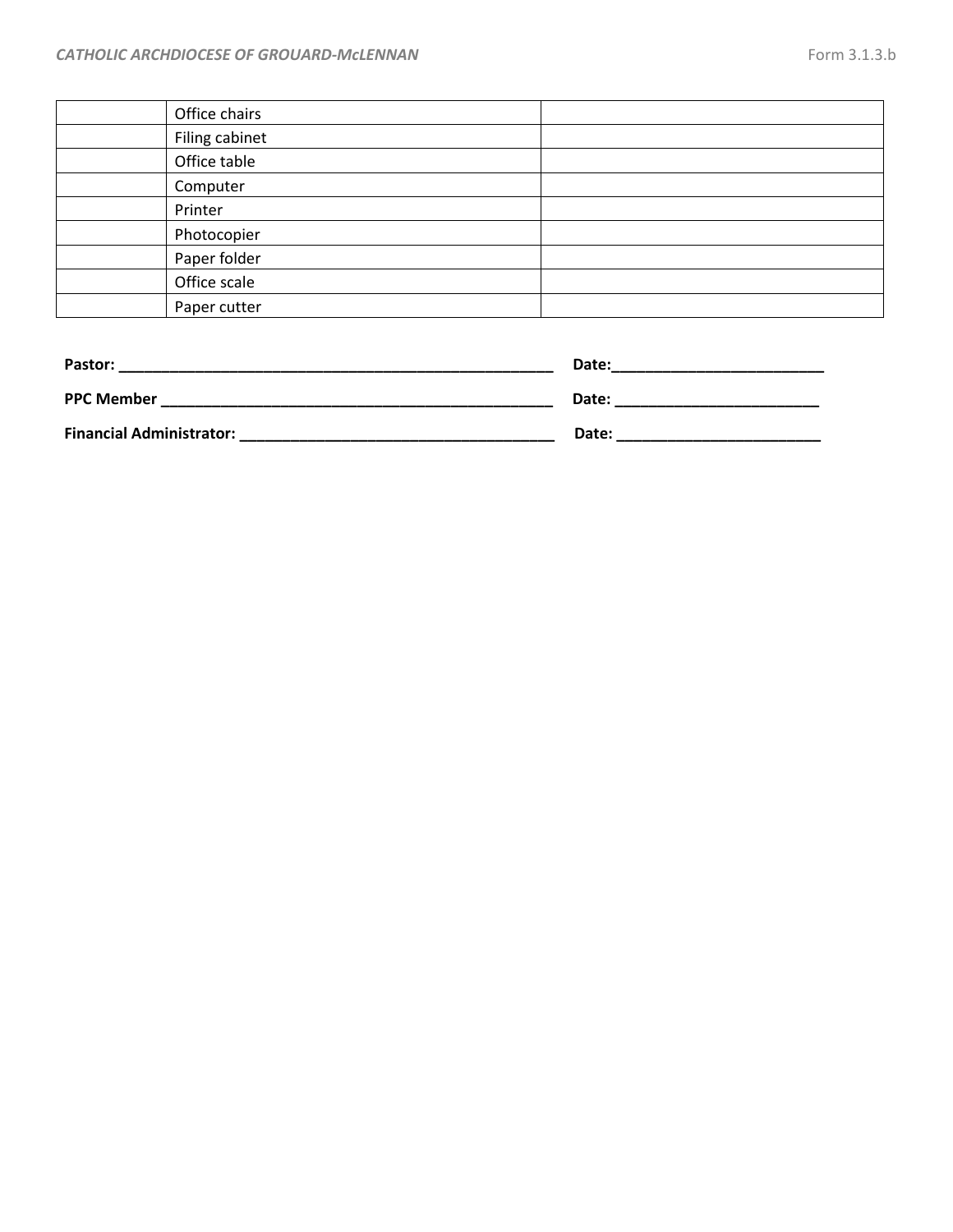| | | |
|---|---|---|
| | Office chairs | |
| | Filing cabinet | |
| | Office table | |
| | Computer | |
| | Printer | |
| | Photocopier | |
| | Paper folder | |
| | Office scale | |
| | Paper cutter | |

**Pastor: \_\_\_\_\_\_\_\_\_\_\_\_\_\_\_\_\_\_\_\_\_\_\_\_\_\_\_\_\_\_\_\_\_\_\_\_\_\_\_\_\_\_\_\_\_\_\_\_\_\_\_\_ Date:\_\_\_\_\_\_\_\_\_\_\_\_\_\_\_\_\_\_\_\_\_\_\_\_\_\_**

**PPC Member \_\_\_\_\_\_\_\_\_\_\_\_\_\_\_\_\_\_\_\_\_\_\_\_\_\_\_\_\_\_\_\_\_\_\_\_\_\_\_\_\_\_\_\_\_\_\_\_\_ Date: \_\_\_\_\_\_\_\_\_\_\_\_\_\_\_\_\_\_\_\_\_\_\_\_\_**

**Financial Administrator: \_\_\_\_\_\_\_\_\_\_\_\_\_\_\_\_\_\_\_\_\_\_\_\_\_\_\_\_\_\_\_\_\_\_\_\_\_\_\_ Date: \_\_\_\_\_\_\_\_\_\_\_\_\_\_\_\_\_\_\_\_\_\_\_\_\_**